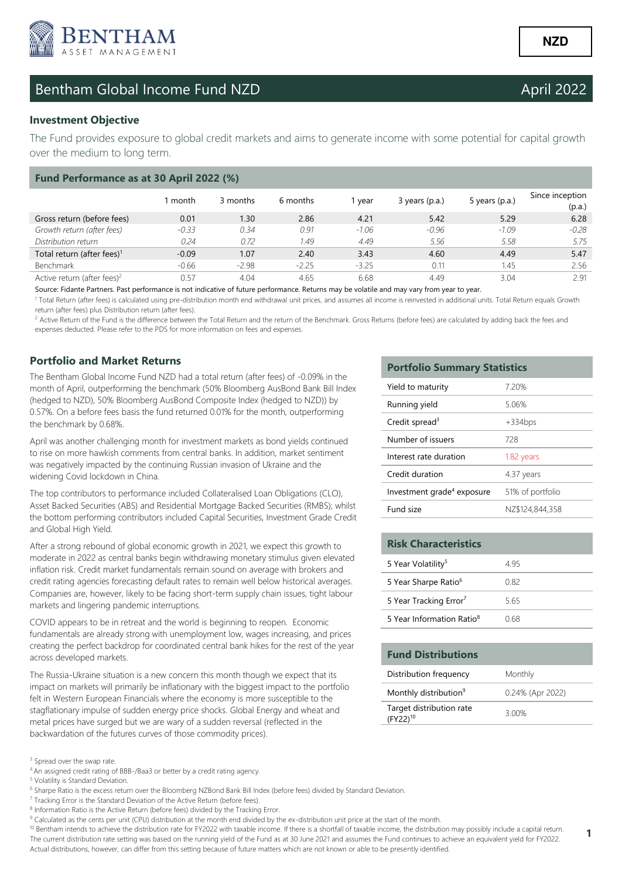BENTHAM ASSET MANAGEMENT

**NZD**

# Bentham Global Income Fund NZD

April 2022

### Investment Objective

The Fund provides exposure to global credit markets and aims to generate income with some potential for capital growth over the medium to long term.

### Fund Performance as at 30 April 2022 (%)

| | 1 month | 3 months | 6 months | 1 year | 3 years (p.a.) | 5 years (p.a.) | Since inception (p.a.) |
|---|---|---|---|---|---|---|---|
| Gross return (before fees) | 0.01 | 1.30 | 2.86 | 4.21 | 5.42 | 5.29 | 6.28 |
| *Growth return (after fees)* | *-0.33* | *0.34* | *0.91* | *-1.06* | *-0.96* | *-1.09* | *-0.28* |
| *Distribution return* | *0.24* | *0.72* | *1.49* | *4.49* | *5.56* | *5.58* | *5.75* |
| Total return (after fees)[1] | -0.09 | 1.07 | 2.40 | 3.43 | 4.60 | 4.49 | 5.47 |
| Benchmark | -0.66 | -2.98 | -2.25 | -3.25 | 0.11 | 1.45 | 2.56 |
| Active return (after fees)[2] | 0.57 | 4.04 | 4.65 | 6.68 | 4.49 | 3.04 | 2.91 |

Source: Fidante Partners. Past performance is not indicative of future performance. Returns may be volatile and may vary from year to year.

[1] Total Return (after fees) is calculated using pre-distribution month end withdrawal unit prices, and assumes all income is reinvested in additional units. Total Return equals Growth return (after fees) plus Distribution return (after fees).

[2] Active Return of the Fund is the difference between the Total Return and the return of the Benchmark. Gross Returns (before fees) are calculated by adding back the fees and expenses deducted. Please refer to the PDS for more information on fees and expenses.

### Portfolio and Market Returns

The Bentham Global Income Fund NZD had a total return (after fees) of -0.09% in the month of April, outperforming the benchmark (50% Bloomberg AusBond Bank Bill Index (hedged to NZD), 50% Bloomberg AusBond Composite Index (hedged to NZD)) by 0.57%. On a before fees basis the fund returned 0.01% for the month, outperforming the benchmark by 0.68%.

April was another challenging month for investment markets as bond yields continued to rise on more hawkish comments from central banks. In addition, market sentiment was negatively impacted by the continuing Russian invasion of Ukraine and the widening Covid lockdown in China.

The top contributors to performance included Collateralised Loan Obligations (CLO), Asset Backed Securities (ABS) and Residential Mortgage Backed Securities (RMBS); whilst the bottom performing contributors included Capital Securities, Investment Grade Credit and Global High Yield.

After a strong rebound of global economic growth in 2021, we expect this growth to moderate in 2022 as central banks begin withdrawing monetary stimulus given elevated inflation risk. Credit market fundamentals remain sound on average with brokers and credit rating agencies forecasting default rates to remain well below historical averages. Companies are, however, likely to be facing short-term supply chain issues, tight labour markets and lingering pandemic interruptions.

COVID appears to be in retreat and the world is beginning to reopen. Economic fundamentals are already strong with unemployment low, wages increasing, and prices creating the perfect backdrop for coordinated central bank hikes for the rest of the year across developed markets.

The Russia-Ukraine situation is a new concern this month though we expect that its impact on markets will primarily be inflationary with the biggest impact to the portfolio felt in Western European Financials where the economy is more susceptible to the stagflationary impulse of sudden energy price shocks. Global Energy and wheat and metal prices have surged but we are wary of a sudden reversal (reflected in the backwardation of the futures curves of those commodity prices).

### Portfolio Summary Statistics

| | |
|---|---|
| Yield to maturity | 7.20% |
| Running yield | 5.06% |
| Credit spread[3] | +334bps |
| Number of issuers | 728 |
| Interest rate duration | 1.82 years |
| Credit duration | 4.37 years |
| Investment grade[4] exposure | 51% of portfolio |
| Fund size | NZ$124,844,358 |

### Risk Characteristics

| | |
|---|---|
| 5 Year Volatility[5] | 4.95 |
| 5 Year Sharpe Ratio[6] | 0.82 |
| 5 Year Tracking Error[7] | 5.65 |
| 5 Year Information Ratio[8] | 0.68 |

### Fund Distributions

| | |
|---|---|
| Distribution frequency | Monthly |
| Monthly distribution[9] | 0.24% (Apr 2022) |
| Target distribution rate (FY22)[10] | 3.00% |

[3] Spread over the swap rate.

[4] An assigned credit rating of BBB-/Baa3 or better by a credit rating agency.

[5] Volatility is Standard Deviation.

[6] Sharpe Ratio is the excess return over the Bloomberg NZBond Bank Bill Index (before fees) divided by Standard Deviation.

[7] Tracking Error is the Standard Deviation of the Active Return (before fees).

[8] Information Ratio is the Active Return (before fees) divided by the Tracking Error.

[9] Calculated as the cents per unit (CPU) distribution at the month end divided by the ex-distribution unit price at the start of the month.

[10] Bentham intends to achieve the distribution rate for FY2022 with taxable income. If there is a shortfall of taxable income, the distribution may possibly include a capital return. The current distribution rate setting was based on the running yield of the Fund as at 30 June 2021 and assumes the Fund continues to achieve an equivalent yield for FY2022. Actual distributions, however, can differ from this setting because of future matters which are not known or able to be presently identified.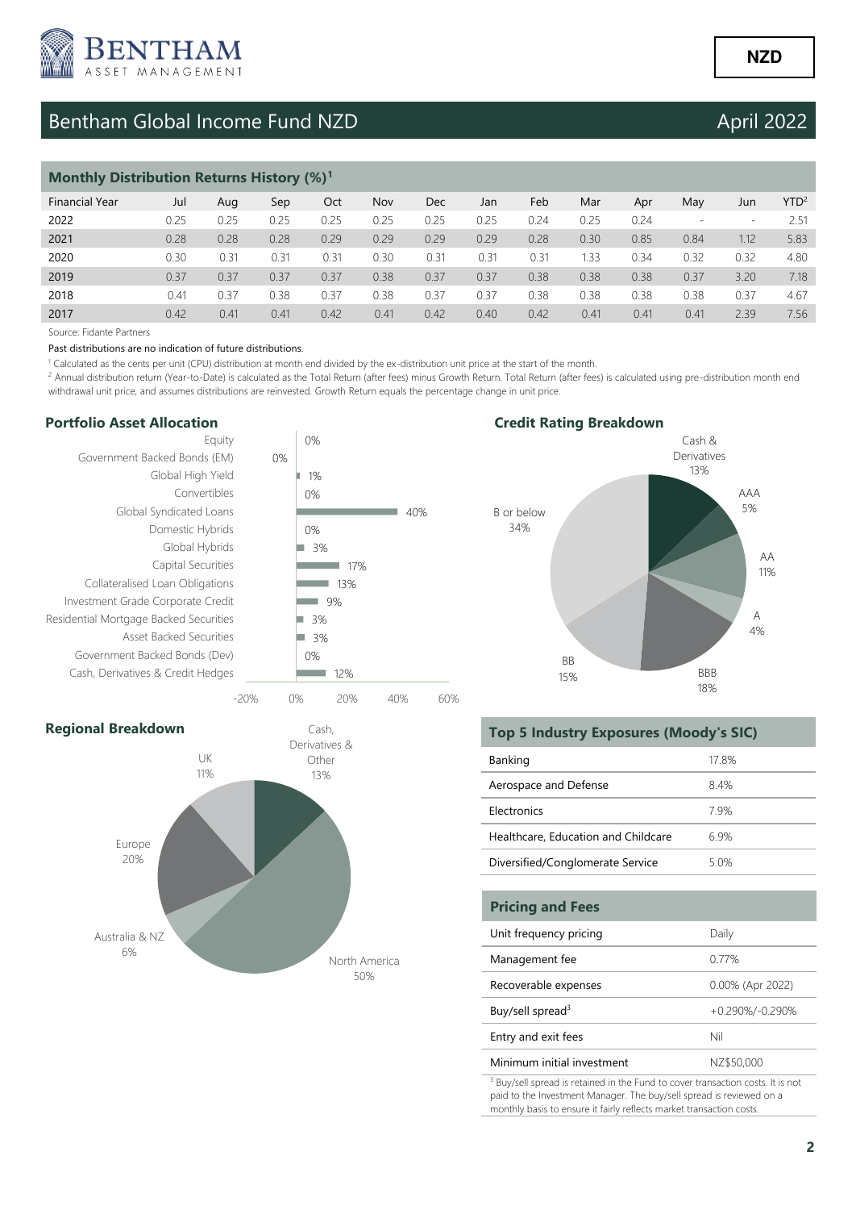NZD

# Bentham Global Income Fund NZD

April 2022

## Monthly Distribution Returns History (%)[1]

| Financial Year | Jul | Aug | Sep | Oct | Nov | Dec | Jan | Feb | Mar | Apr | May | Jun | YTD[2] |
|---|---|---|---|---|---|---|---|---|---|---|---|---|---|
| 2022 | 0.25 | 0.25 | 0.25 | 0.25 | 0.25 | 0.25 | 0.25 | 0.24 | 0.25 | 0.24 | - | - | 2.51 |
| 2021 | 0.28 | 0.28 | 0.28 | 0.29 | 0.29 | 0.29 | 0.29 | 0.28 | 0.30 | 0.85 | 0.84 | 1.12 | 5.83 |
| 2020 | 0.30 | 0.31 | 0.31 | 0.31 | 0.30 | 0.31 | 0.31 | 0.31 | 1.33 | 0.34 | 0.32 | 0.32 | 4.80 |
| 2019 | 0.37 | 0.37 | 0.37 | 0.37 | 0.38 | 0.37 | 0.37 | 0.38 | 0.38 | 0.38 | 0.37 | 3.20 | 7.18 |
| 2018 | 0.41 | 0.37 | 0.38 | 0.37 | 0.38 | 0.37 | 0.37 | 0.38 | 0.38 | 0.38 | 0.38 | 0.37 | 4.67 |
| 2017 | 0.42 | 0.41 | 0.41 | 0.42 | 0.41 | 0.42 | 0.40 | 0.42 | 0.41 | 0.41 | 0.41 | 2.39 | 7.56 |

Source: Fidante Partners

Past distributions are no indication of future distributions.

[1] Calculated as the cents per unit (CPU) distribution at month end divided by the ex-distribution unit price at the start of the month.

[2] Annual distribution return (Year-to-Date) is calculated as the Total Return (after fees) minus Growth Return. Total Return (after fees) is calculated using pre-distribution month end withdrawal unit price, and assumes distributions are reinvested. Growth Return equals the percentage change in unit price.

## Portfolio Asset Allocation

| Asset Class | Allocation |
|---|---|
| Equity | 0% |
| Government Backed Bonds (EM) | 0% |
| Global High Yield | 1% |
| Convertibles | 0% |
| Global Syndicated Loans | 40% |
| Domestic Hybrids | 0% |
| Global Hybrids | 3% |
| Capital Securities | 17% |
| Collateralised Loan Obligations | 13% |
| Investment Grade Corporate Credit | 9% |
| Residential Mortgage Backed Securities | 3% |
| Asset Backed Securities | 3% |
| Government Backed Bonds (Dev) | 0% |
| Cash, Derivatives & Credit Hedges | 12% |

## Credit Rating Breakdown

| Rating | Allocation |
|---|---|
| Cash & Derivatives | 13% |
| AAA | 5% |
| AA | 11% |
| A | 4% |
| BBB | 18% |
| BB | 15% |
| B or below | 34% |

## Regional Breakdown

| Region | Allocation |
|---|---|
| Cash, Derivatives & Other | 13% |
| North America | 50% |
| Australia & NZ | 6% |
| Europe | 20% |
| UK | 11% |

## Top 5 Industry Exposures (Moody's SIC)

| Industry | Exposure |
|---|---|
| Banking | 17.8% |
| Aerospace and Defense | 8.4% |
| Electronics | 7.9% |
| Healthcare, Education and Childcare | 6.9% |
| Diversified/Conglomerate Service | 5.0% |

## Pricing and Fees

| | |
|---|---|
| Unit frequency pricing | Daily |
| Management fee | 0.77% |
| Recoverable expenses | 0.00% (Apr 2022) |
| Buy/sell spread[3] | +0.290%/-0.290% |
| Entry and exit fees | Nil |
| Minimum initial investment | NZ$50,000 |

[3] Buy/sell spread is retained in the Fund to cover transaction costs. It is not paid to the Investment Manager. The buy/sell spread is reviewed on a monthly basis to ensure it fairly reflects market transaction costs.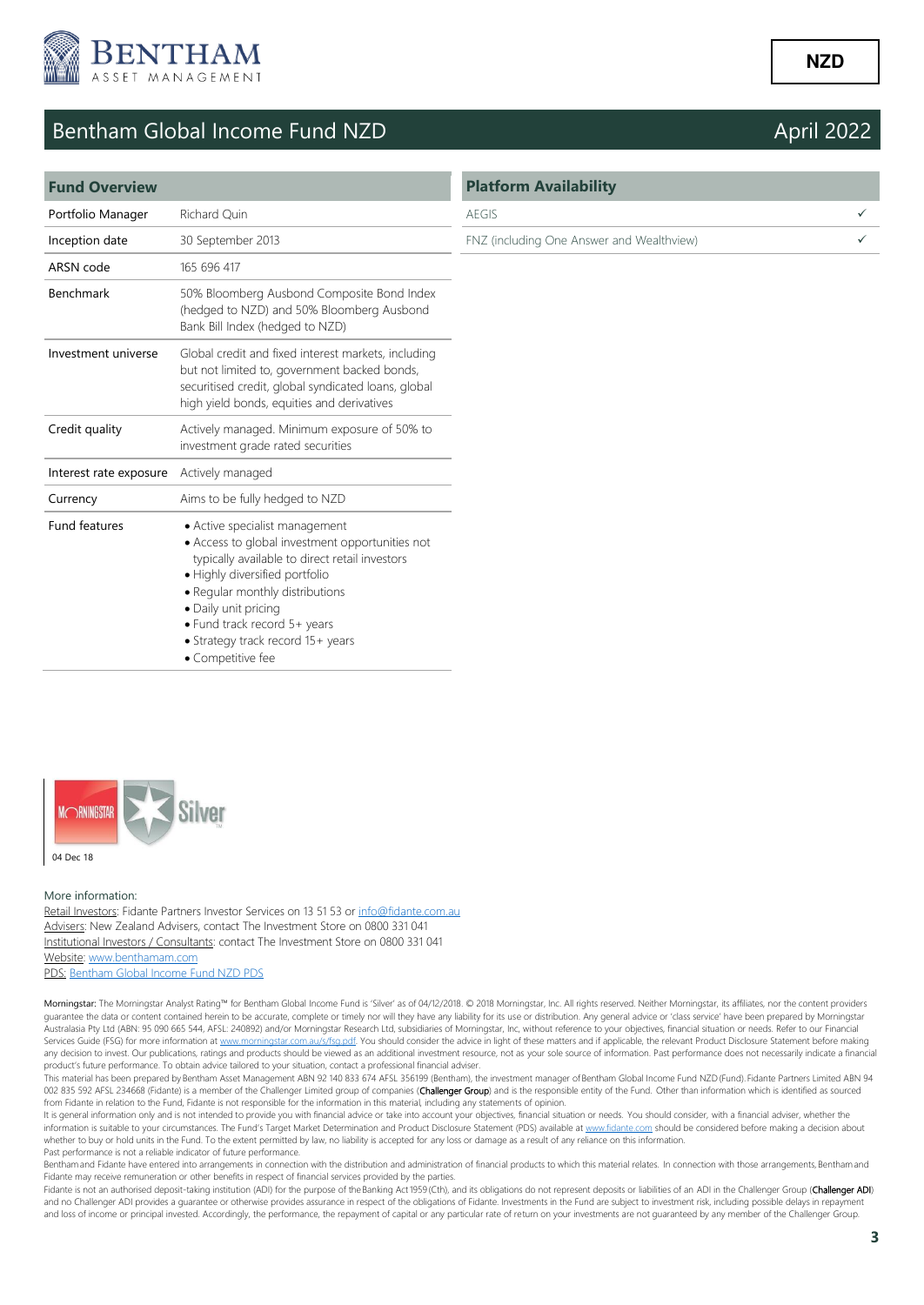NZD

# Bentham Global Income Fund NZD

April 2022

## Fund Overview

| | |
|---|---|
| Portfolio Manager | Richard Quin |
| Inception date | 30 September 2013 |
| ARSN code | 165 696 417 |
| Benchmark | 50% Bloomberg Ausbond Composite Bond Index (hedged to NZD) and 50% Bloomberg Ausbond Bank Bill Index (hedged to NZD) |
| Investment universe | Global credit and fixed interest markets, including but not limited to, government backed bonds, securitised credit, global syndicated loans, global high yield bonds, equities and derivatives |
| Credit quality | Actively managed. Minimum exposure of 50% to investment grade rated securities |
| Interest rate exposure | Actively managed |
| Currency | Aims to be fully hedged to NZD |
| Fund features | • Active specialist management<br>• Access to global investment opportunities not typically available to direct retail investors<br>• Highly diversified portfolio<br>• Regular monthly distributions<br>• Daily unit pricing<br>• Fund track record 5+ years<br>• Strategy track record 15+ years<br>• Competitive fee |

## Platform Availability

| | |
|---|---|
| AEGIS | ✓ |
| FNZ (including One Answer and Wealthview) | ✓ |

MORNINGSTAR Silver

04 Dec 18

More information:
Retail Investors: Fidante Partners Investor Services on 13 51 53 or info@fidante.com.au
Advisers: New Zealand Advisers, contact The Investment Store on 0800 331 041
Institutional Investors / Consultants: contact The Investment Store on 0800 331 041
Website: www.benthamam.com
PDS: Bentham Global Income Fund NZD PDS

**Morningstar:** The Morningstar Analyst Rating™ for Bentham Global Income Fund is 'Silver' as of 04/12/2018. © 2018 Morningstar, Inc. All rights reserved. Neither Morningstar, its affiliates, nor the content providers guarantee the data or content contained herein to be accurate, complete or timely nor will they have any liability for its use or distribution. Any general advice or 'class service' have been prepared by Morningstar Australasia Pty Ltd (ABN: 95 090 665 544, AFSL: 240892) and/or Morningstar Research Ltd, subsidiaries of Morningstar, Inc, without reference to your objectives, financial situation or needs. Refer to our Financial Services Guide (FSG) for more information at www.morningstar.com.au/s/fsg.pdf. You should consider the advice in light of these matters and if applicable, the relevant Product Disclosure Statement before making any decision to invest. Our publications, ratings and products should be viewed as an additional investment resource, not as your sole source of information. Past performance does not necessarily indicate a financial product's future performance. To obtain advice tailored to your situation, contact a professional financial adviser.

This material has been prepared by Bentham Asset Management ABN 92 140 833 674 AFSL 356199 (Bentham), the investment manager of Bentham Global Income Fund NZD (Fund). Fidante Partners Limited ABN 94 002 835 592 AFSL 234668 (Fidante) is a member of the Challenger Limited group of companies (**Challenger Group**) and is the responsible entity of the Fund. Other than information which is identified as sourced from Fidante in relation to the Fund, Fidante is not responsible for the information in this material, including any statements of opinion.

It is general information only and is not intended to provide you with financial advice or take into account your objectives, financial situation or needs. You should consider, with a financial adviser, whether the information is suitable to your circumstances. The Fund's Target Market Determination and Product Disclosure Statement (PDS) available at www.fidante.com should be considered before making a decision about whether to buy or hold units in the Fund. To the extent permitted by law, no liability is accepted for any loss or damage as a result of any reliance on this information.

Past performance is not a reliable indicator of future performance.

Bentham and Fidante have entered into arrangements in connection with the distribution and administration of financial products to which this material relates. In connection with those arrangements, Bentham and Fidante may receive remuneration or other benefits in respect of financial services provided by the parties.

Fidante is not an authorised deposit-taking institution (ADI) for the purpose of the Banking Act 1959 (Cth), and its obligations do not represent deposits or liabilities of an ADI in the Challenger Group (**Challenger ADI**) and no Challenger ADI provides a guarantee or otherwise provides assurance in respect of the obligations of Fidante. Investments in the Fund are subject to investment risk, including possible delays in repayment and loss of income or principal invested. Accordingly, the performance, the repayment of capital or any particular rate of return on your investments are not guaranteed by any member of the Challenger Group.